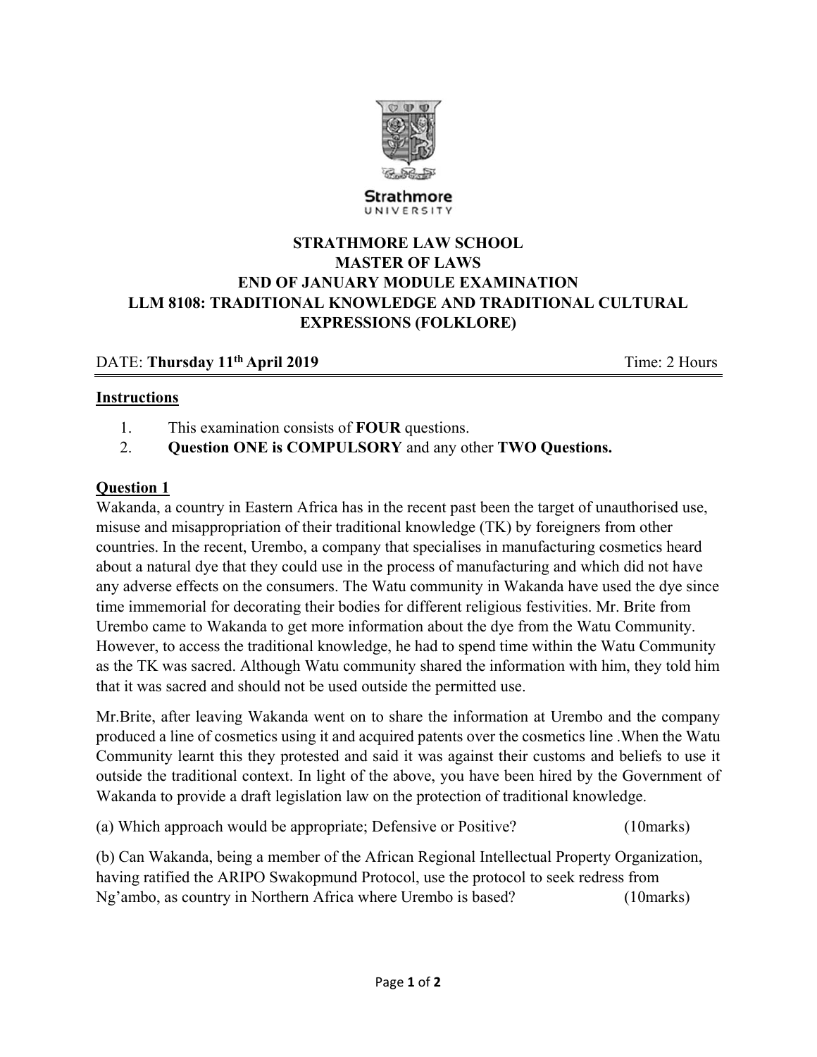Strathmore
UNIVERSITY

**STRATHMORE LAW SCHOOL**
**MASTER OF LAWS**
**END OF JANUARY MODULE EXAMINATION**
**LLM 8108: TRADITIONAL KNOWLEDGE AND TRADITIONAL CULTURAL EXPRESSIONS (FOLKLORE)**

DATE: **Thursday 11th April 2019** Time: 2 Hours

**Instructions**

1. This examination consists of **FOUR** questions.
2. **Question ONE is COMPULSORY** and any other **TWO Questions.**

**Question 1**

Wakanda, a country in Eastern Africa has in the recent past been the target of unauthorised use, misuse and misappropriation of their traditional knowledge (TK) by foreigners from other countries. In the recent, Urembo, a company that specialises in manufacturing cosmetics heard about a natural dye that they could use in the process of manufacturing and which did not have any adverse effects on the consumers. The Watu community in Wakanda have used the dye since time immemorial for decorating their bodies for different religious festivities. Mr. Brite from Urembo came to Wakanda to get more information about the dye from the Watu Community. However, to access the traditional knowledge, he had to spend time within the Watu Community as the TK was sacred. Although Watu community shared the information with him, they told him that it was sacred and should not be used outside the permitted use.

Mr.Brite, after leaving Wakanda went on to share the information at Urembo and the company produced a line of cosmetics using it and acquired patents over the cosmetics line .When the Watu Community learnt this they protested and said it was against their customs and beliefs to use it outside the traditional context. In light of the above, you have been hired by the Government of Wakanda to provide a draft legislation law on the protection of traditional knowledge.

(a) Which approach would be appropriate; Defensive or Positive? (10marks)

(b) Can Wakanda, being a member of the African Regional Intellectual Property Organization, having ratified the ARIPO Swakopmund Protocol, use the protocol to seek redress from Ng'ambo, as country in Northern Africa where Urembo is based? (10marks)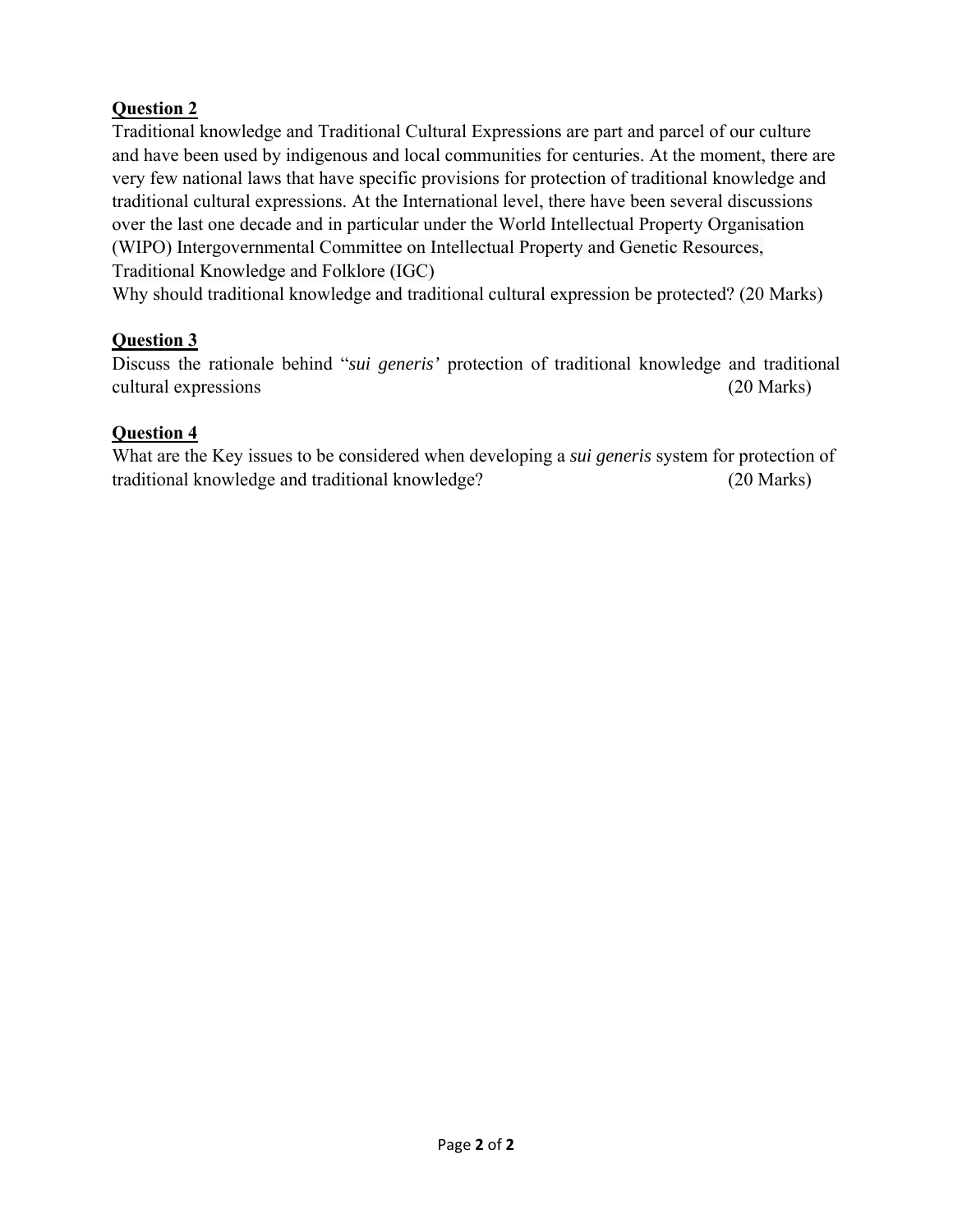**Question 2**

Traditional knowledge and Traditional Cultural Expressions are part and parcel of our culture and have been used by indigenous and local communities for centuries. At the moment, there are very few national laws that have specific provisions for protection of traditional knowledge and traditional cultural expressions. At the International level, there have been several discussions over the last one decade and in particular under the World Intellectual Property Organisation (WIPO) Intergovernmental Committee on Intellectual Property and Genetic Resources, Traditional Knowledge and Folklore (IGC)

Why should traditional knowledge and traditional cultural expression be protected? (20 Marks)

**Question 3**

Discuss the rationale behind "*sui generis'* protection of traditional knowledge and traditional cultural expressions (20 Marks)

**Question 4**

What are the Key issues to be considered when developing a *sui generis* system for protection of traditional knowledge and traditional knowledge? (20 Marks)